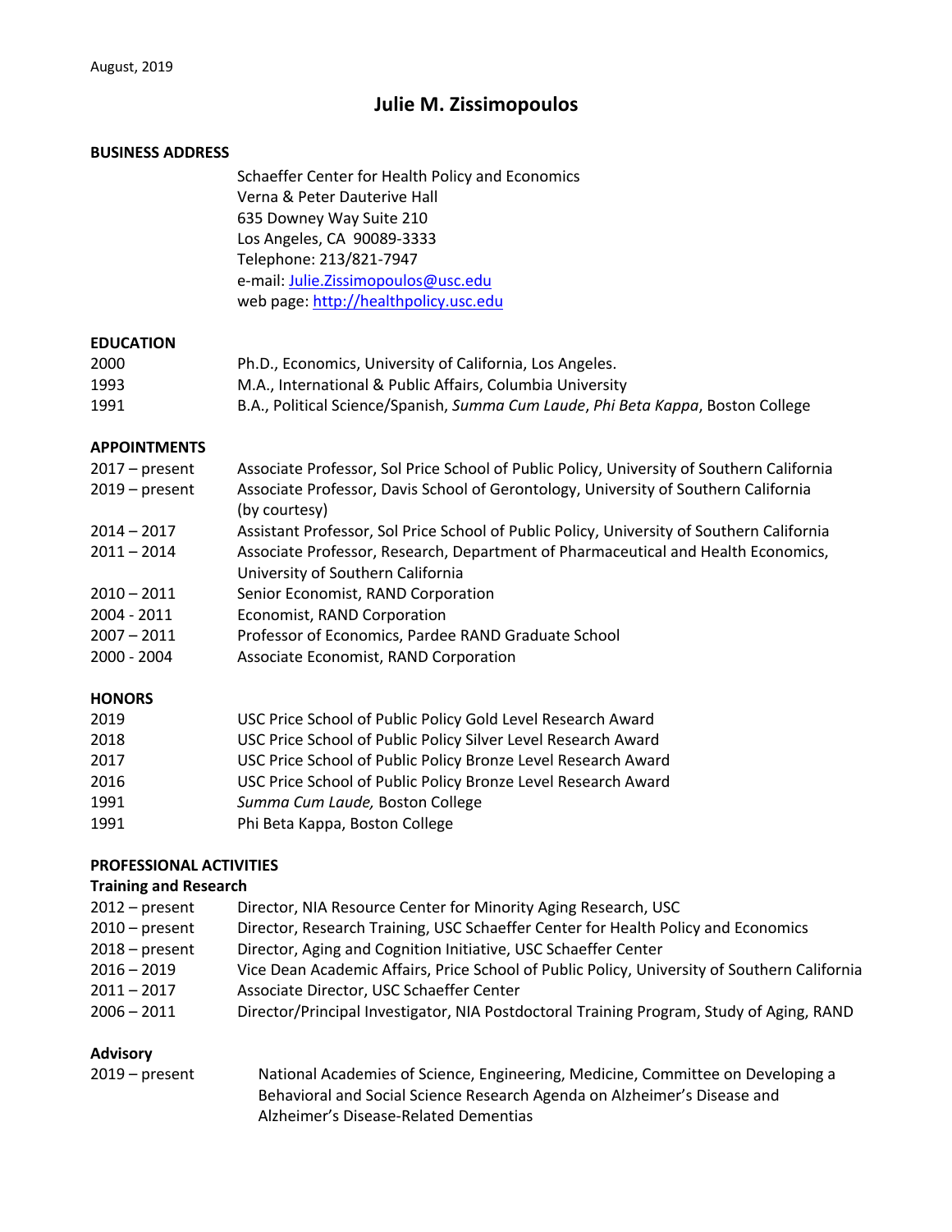August, 2019

# Julie M. Zissimopoulos

**BUSINESS ADDRESS**

Schaeffer Center for Health Policy and Economics
Verna & Peter Dauterive Hall
635 Downey Way Suite 210
Los Angeles, CA 90089-3333
Telephone: 213/821-7947
e-mail: [Julie.Zissimopoulos@usc.edu](mailto:Julie.Zissimopoulos@usc.edu)
web page: [http://healthpolicy.usc.edu](http://healthpolicy.usc.edu)

**EDUCATION**

| | |
|---|---|
| 2000 | Ph.D., Economics, University of California, Los Angeles. |
| 1993 | M.A., International & Public Affairs, Columbia University |
| 1991 | B.A., Political Science/Spanish, *Summa Cum Laude*, *Phi Beta Kappa*, Boston College |

**APPOINTMENTS**

| | |
|---|---|
| 2017 – present | Associate Professor, Sol Price School of Public Policy, University of Southern California |
| 2019 – present | Associate Professor, Davis School of Gerontology, University of Southern California (by courtesy) |
| 2014 – 2017 | Assistant Professor, Sol Price School of Public Policy, University of Southern California |
| 2011 – 2014 | Associate Professor, Research, Department of Pharmaceutical and Health Economics, University of Southern California |
| 2010 – 2011 | Senior Economist, RAND Corporation |
| 2004 - 2011 | Economist, RAND Corporation |
| 2007 – 2011 | Professor of Economics, Pardee RAND Graduate School |
| 2000 - 2004 | Associate Economist, RAND Corporation |

**HONORS**

| | |
|---|---|
| 2019 | USC Price School of Public Policy Gold Level Research Award |
| 2018 | USC Price School of Public Policy Silver Level Research Award |
| 2017 | USC Price School of Public Policy Bronze Level Research Award |
| 2016 | USC Price School of Public Policy Bronze Level Research Award |
| 1991 | *Summa Cum Laude,* Boston College |
| 1991 | Phi Beta Kappa, Boston College |

**PROFESSIONAL ACTIVITIES**

**Training and Research**

| | |
|---|---|
| 2012 – present | Director, NIA Resource Center for Minority Aging Research, USC |
| 2010 – present | Director, Research Training, USC Schaeffer Center for Health Policy and Economics |
| 2018 – present | Director, Aging and Cognition Initiative, USC Schaeffer Center |
| 2016 – 2019 | Vice Dean Academic Affairs, Price School of Public Policy, University of Southern California |
| 2011 – 2017 | Associate Director, USC Schaeffer Center |
| 2006 – 2011 | Director/Principal Investigator, NIA Postdoctoral Training Program, Study of Aging, RAND |

**Advisory**

| | |
|---|---|
| 2019 – present | National Academies of Science, Engineering, Medicine, Committee on Developing a Behavioral and Social Science Research Agenda on Alzheimer's Disease and Alzheimer's Disease-Related Dementias |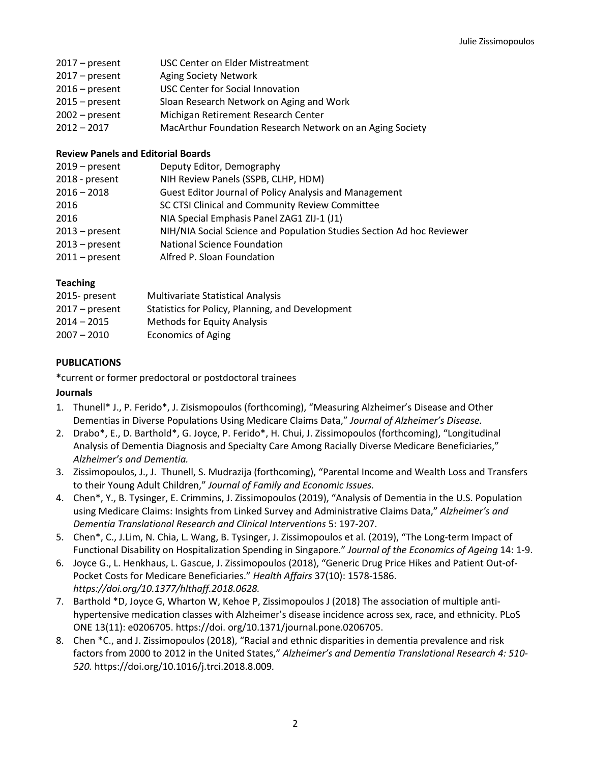2017 – present USC Center on Elder Mistreatment
2017 – present Aging Society Network
2016 – present USC Center for Social Innovation
2015 – present Sloan Research Network on Aging and Work
2002 – present Michigan Retirement Research Center
2012 – 2017 MacArthur Foundation Research Network on an Aging Society

**Review Panels and Editorial Boards**

2019 – present Deputy Editor, Demography
2018 - present NIH Review Panels (SSPB, CLHP, HDM)
2016 – 2018 Guest Editor Journal of Policy Analysis and Management
2016 SC CTSI Clinical and Community Review Committee
2016 NIA Special Emphasis Panel ZAG1 ZIJ-1 (J1)
2013 – present NIH/NIA Social Science and Population Studies Section Ad hoc Reviewer
2013 – present National Science Foundation
2011 – present Alfred P. Sloan Foundation

**Teaching**

2015- present Multivariate Statistical Analysis
2017 – present Statistics for Policy, Planning, and Development
2014 – 2015 Methods for Equity Analysis
2007 – 2010 Economics of Aging

## PUBLICATIONS

**\***current or former predoctoral or postdoctoral trainees

**Journals**

1. Thunell* J., P. Ferido*, J. Zisismopoulos (forthcoming), "Measuring Alzheimer's Disease and Other Dementias in Diverse Populations Using Medicare Claims Data," *Journal of Alzheimer's Disease.*
2. Drabo*, E., D. Barthold*, G. Joyce, P. Ferido*, H. Chui, J. Zissimopoulos (forthcoming), "Longitudinal Analysis of Dementia Diagnosis and Specialty Care Among Racially Diverse Medicare Beneficiaries," *Alzheimer's and Dementia.*
3. Zissimopoulos, J., J. Thunell, S. Mudrazija (forthcoming), "Parental Income and Wealth Loss and Transfers to their Young Adult Children," *Journal of Family and Economic Issues.*
4. Chen*, Y., B. Tysinger, E. Crimmins, J. Zissimopoulos (2019), "Analysis of Dementia in the U.S. Population using Medicare Claims: Insights from Linked Survey and Administrative Claims Data," *Alzheimer's and Dementia Translational Research and Clinical Interventions* 5: 197-207.
5. Chen*, C., J.Lim, N. Chia, L. Wang, B. Tysinger, J. Zissimopoulos et al. (2019), "The Long-term Impact of Functional Disability on Hospitalization Spending in Singapore." *Journal of the Economics of Ageing* 14: 1-9.
6. Joyce G., L. Henkhaus, L. Gascue, J. Zissimopoulos (2018), "Generic Drug Price Hikes and Patient Out-of-Pocket Costs for Medicare Beneficiaries." *Health Affairs* 37(10): 1578-1586. *https://doi.org/10.1377/hlthaff.2018.0628.*
7. Barthold *D, Joyce G, Wharton W, Kehoe P, Zissimopoulos J (2018) The association of multiple anti-hypertensive medication classes with Alzheimer's disease incidence across sex, race, and ethnicity. PLoS ONE 13(11): e0206705. https://doi. org/10.1371/journal.pone.0206705.
8. Chen *C., and J. Zissimopoulos (2018), "Racial and ethnic disparities in dementia prevalence and risk factors from 2000 to 2012 in the United States," *Alzheimer's and Dementia Translational Research 4: 510-520.* https://doi.org/10.1016/j.trci.2018.8.009*.*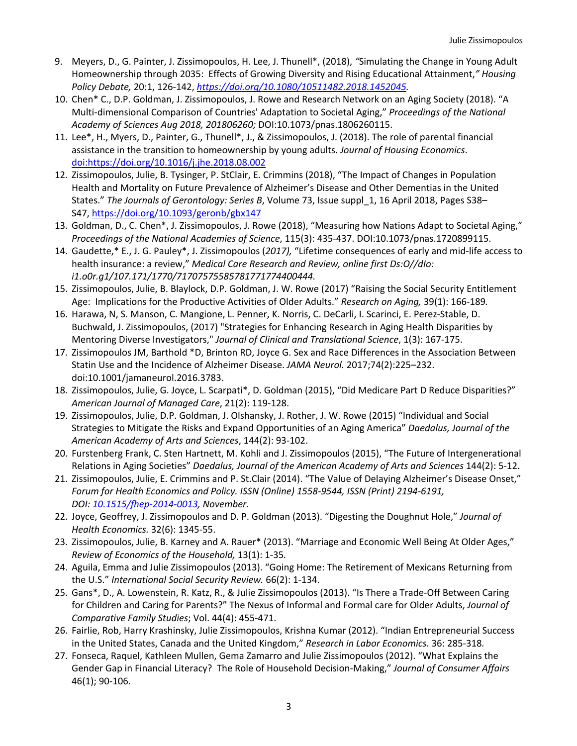9. Meyers, D., G. Painter, J. Zissimopoulos, H. Lee, J. Thunell*, (2018), *"Simulating the Change in Young Adult Homeownership through 2035: Effects of Growing Diversity and Rising Educational Attainment," Housing Policy Debate,* 20:1, 126-142, *https://doi.org/10.1080/10511482.2018.1452045.*
10. Chen* C., D.P. Goldman, J. Zissimopoulos, J. Rowe and Research Network on an Aging Society (2018). "A Multi-dimensional Comparison of Countries' Adaptation to Societal Aging," *Proceedings of the National Academy of Sciences Aug 2018, 201806260;* DOI:10.1073/pnas.1806260115.
11. Lee*, H., Myers, D., Painter, G., Thunell*, J., & Zissimopoulos, J. (2018). The role of parental financial assistance in the transition to homeownership by young adults. *Journal of Housing Economics*. doi:https://doi.org/10.1016/j.jhe.2018.08.002
12. Zissimopoulos, Julie, B. Tysinger, P. StClair, E. Crimmins (2018), "The Impact of Changes in Population Health and Mortality on Future Prevalence of Alzheimer's Disease and Other Dementias in the United States." *The Journals of Gerontology: Series B*, Volume 73, Issue suppl_1, 16 April 2018, Pages S38–S47, https://doi.org/10.1093/geronb/gbx147
13. Goldman, D., C. Chen*, J. Zissimopoulos, J. Rowe (2018), "Measuring how Nations Adapt to Societal Aging," *Proceedings of the National Academies of Science*, 115(3): 435-437. DOI:10.1073/pnas.1720899115.
14. Gaudette,* E., J. G. Pauley*, J. Zissimopoulos (*2017),* "Lifetime consequences of early and mid-life access to health insurance: a review," *Medical Care Research and Review, online first Ds:O//dIo: i1.o0r.g1/107.171/1770/7170757558578177177440044​4.*
15. Zissimopoulos, Julie, B. Blaylock, D.P. Goldman, J. W. Rowe (2017) "Raising the Social Security Entitlement Age: Implications for the Productive Activities of Older Adults." *Research on Aging,* 39(1): 166-189*.*
16. Harawa, N, S. Manson, C. Mangione, L. Penner, K. Norris, C. DeCarli, I. Scarinci, E. Perez-Stable, D. Buchwald, J. Zissimopoulos, (2017) "Strategies for Enhancing Research in Aging Health Disparities by Mentoring Diverse Investigators," *Journal of Clinical and Translational Science*, 1(3): 167-175.
17. Zissimopoulos JM, Barthold *D, Brinton RD, Joyce G. Sex and Race Differences in the Association Between Statin Use and the Incidence of Alzheimer Disease. *JAMA Neurol.* 2017;74(2):225–232. doi:10.1001/jamaneurol.2016.3783.
18. Zissimopoulos, Julie, G. Joyce, L. Scarpati*, D. Goldman (2015), "Did Medicare Part D Reduce Disparities?" *American Journal of Managed Care*, 21(2): 119-128.
19. Zissimopoulos, Julie, D.P. Goldman, J. Olshansky, J. Rother, J. W. Rowe (2015) "Individual and Social Strategies to Mitigate the Risks and Expand Opportunities of an Aging America" *Daedalus, Journal of the American Academy of Arts and Sciences*, 144(2): 93-102.
20. Furstenberg Frank, C. Sten Hartnett, M. Kohli and J. Zissimopoulos (2015), "The Future of Intergenerational Relations in Aging Societies" *Daedalus, Journal of the American Academy of Arts and Sciences* 144(2): 5-12.
21. Zissimopoulos, Julie, E. Crimmins and P. St.Clair (2014). "The Value of Delaying Alzheimer's Disease Onset," *Forum for Health Economics and Policy. ISSN (Online) 1558-9544, ISSN (Print) 2194-6191, DOI: 10.1515/fhep-2014-0013, November.*
22. Joyce, Geoffrey, J. Zissimopoulos and D. P. Goldman (2013). "Digesting the Doughnut Hole," *Journal of Health Economics.* 32(6): 1345-55.
23. Zissimopoulos, Julie, B. Karney and A. Rauer* (2013). "Marriage and Economic Well Being At Older Ages," *Review of Economics of the Household,* 13(1): 1-35*.*
24. Aguila, Emma and Julie Zissimopoulos (2013). "Going Home: The Retirement of Mexicans Returning from the U.S." *International Social Security Review.* 66(2): 1-134.
25. Gans*, D., A. Lowenstein, R. Katz, R., & Julie Zissimopoulos (2013). "Is There a Trade-Off Between Caring for Children and Caring for Parents?" The Nexus of Informal and Formal care for Older Adults, *Journal of Comparative Family Studies*; Vol. 44(4): 455-471.
26. Fairlie, Rob, Harry Krashinsky, Julie Zissimopoulos, Krishna Kumar (2012). "Indian Entrepreneurial Success in the United States, Canada and the United Kingdom," *Research in Labor Economics.* 36: 285-318*.*
27. Fonseca, Raquel, Kathleen Mullen, Gema Zamarro and Julie Zissimopoulos (2012). "What Explains the Gender Gap in Financial Literacy? The Role of Household Decision-Making," *Journal of Consumer Affairs* 46(1); 90-106.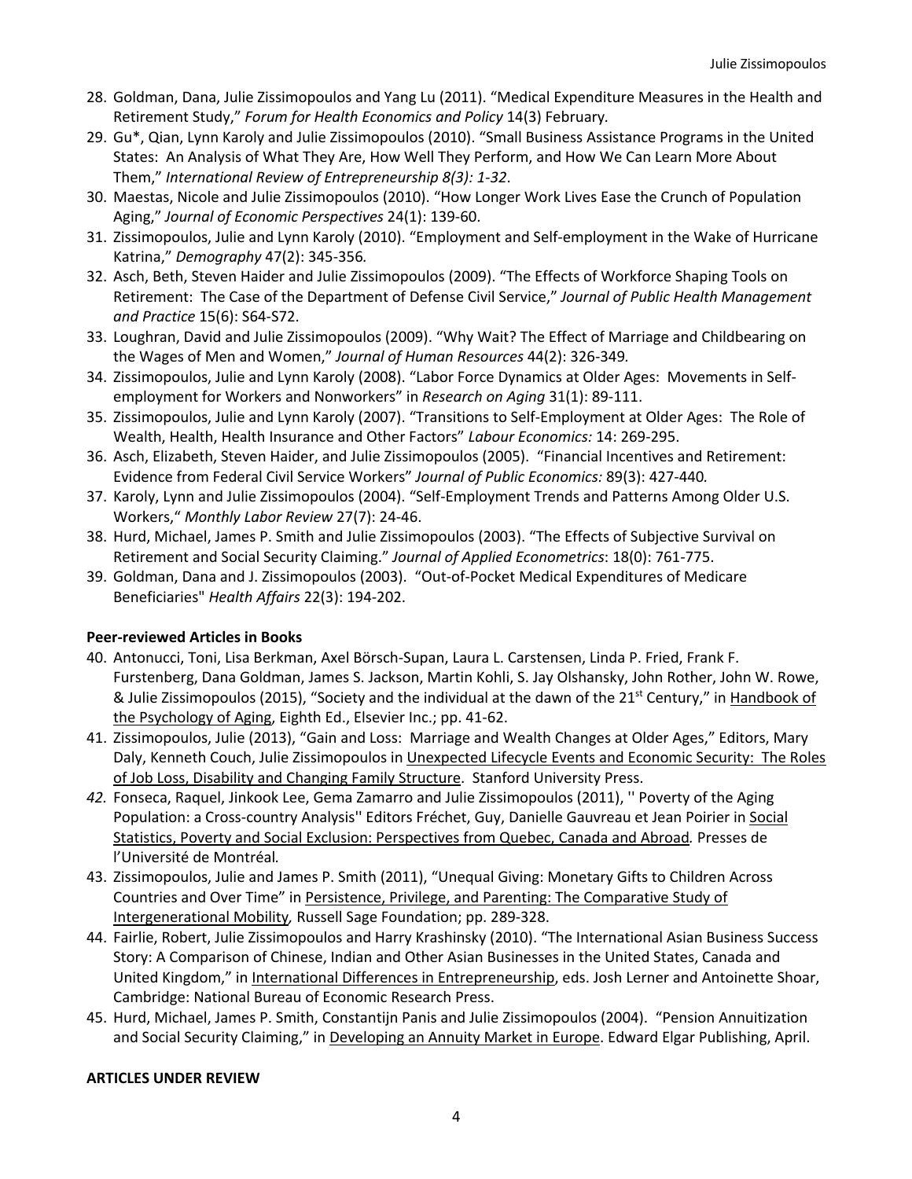28. Goldman, Dana, Julie Zissimopoulos and Yang Lu (2011). "Medical Expenditure Measures in the Health and Retirement Study," *Forum for Health Economics and Policy* 14(3) February*.*
29. Gu*, Qian, Lynn Karoly and Julie Zissimopoulos (2010). "Small Business Assistance Programs in the United States: An Analysis of What They Are, How Well They Perform, and How We Can Learn More About Them," *International Review of Entrepreneurship 8(3): 1-32*.
30. Maestas, Nicole and Julie Zissimopoulos (2010). "How Longer Work Lives Ease the Crunch of Population Aging," *Journal of Economic Perspectives* 24(1): 139-60.
31. Zissimopoulos, Julie and Lynn Karoly (2010). "Employment and Self-employment in the Wake of Hurricane Katrina," *Demography* 47(2): 345-356*.*
32. Asch, Beth, Steven Haider and Julie Zissimopoulos (2009). "The Effects of Workforce Shaping Tools on Retirement: The Case of the Department of Defense Civil Service," *Journal of Public Health Management and Practice* 15(6): S64-S72.
33. Loughran, David and Julie Zissimopoulos (2009). "Why Wait? The Effect of Marriage and Childbearing on the Wages of Men and Women," *Journal of Human Resources* 44(2): 326-349*.*
34. Zissimopoulos, Julie and Lynn Karoly (2008). "Labor Force Dynamics at Older Ages: Movements in Self-employment for Workers and Nonworkers" in *Research on Aging* 31(1): 89-111.
35. Zissimopoulos, Julie and Lynn Karoly (2007). "Transitions to Self-Employment at Older Ages: The Role of Wealth, Health, Health Insurance and Other Factors" *Labour Economics:* 14: 269-295.
36. Asch, Elizabeth, Steven Haider, and Julie Zissimopoulos (2005). "Financial Incentives and Retirement: Evidence from Federal Civil Service Workers" *Journal of Public Economics:* 89(3): 427-440*.*
37. Karoly, Lynn and Julie Zissimopoulos (2004). "Self-Employment Trends and Patterns Among Older U.S. Workers," *Monthly Labor Review* 27(7): 24-46.
38. Hurd, Michael, James P. Smith and Julie Zissimopoulos (2003). "The Effects of Subjective Survival on Retirement and Social Security Claiming." *Journal of Applied Econometrics*: 18(0): 761-775.
39. Goldman, Dana and J. Zissimopoulos (2003). "Out-of-Pocket Medical Expenditures of Medicare Beneficiaries" *Health Affairs* 22(3): 194-202.

**Peer-reviewed Articles in Books**

40. Antonucci, Toni, Lisa Berkman, Axel Börsch-Supan, Laura L. Carstensen, Linda P. Fried, Frank F. Furstenberg, Dana Goldman, James S. Jackson, Martin Kohli, S. Jay Olshansky, John Rother, John W. Rowe, & Julie Zissimopoulos (2015), "Society and the individual at the dawn of the 21st Century," in Handbook of the Psychology of Aging, Eighth Ed., Elsevier Inc.; pp. 41-62.
41. Zissimopoulos, Julie (2013), "Gain and Loss: Marriage and Wealth Changes at Older Ages," Editors, Mary Daly, Kenneth Couch, Julie Zissimopoulos in Unexpected Lifecycle Events and Economic Security: The Roles of Job Loss, Disability and Changing Family Structure. Stanford University Press.
42. Fonseca, Raquel, Jinkook Lee, Gema Zamarro and Julie Zissimopoulos (2011), '' Poverty of the Aging Population: a Cross-country Analysis'' Editors Fréchet, Guy, Danielle Gauvreau et Jean Poirier in Social Statistics, Poverty and Social Exclusion: Perspectives from Quebec, Canada and Abroad*.* Presses de l'Université de Montréal*.*
43. Zissimopoulos, Julie and James P. Smith (2011), "Unequal Giving: Monetary Gifts to Children Across Countries and Over Time" in Persistence, Privilege, and Parenting: The Comparative Study of Intergenerational Mobility*,* Russell Sage Foundation; pp. 289-328.
44. Fairlie, Robert, Julie Zissimopoulos and Harry Krashinsky (2010). "The International Asian Business Success Story: A Comparison of Chinese, Indian and Other Asian Businesses in the United States, Canada and United Kingdom," in International Differences in Entrepreneurship, eds. Josh Lerner and Antoinette Shoar, Cambridge: National Bureau of Economic Research Press.
45. Hurd, Michael, James P. Smith, Constantijn Panis and Julie Zissimopoulos (2004). "Pension Annuitization and Social Security Claiming," in Developing an Annuity Market in Europe. Edward Elgar Publishing, April.

**ARTICLES UNDER REVIEW**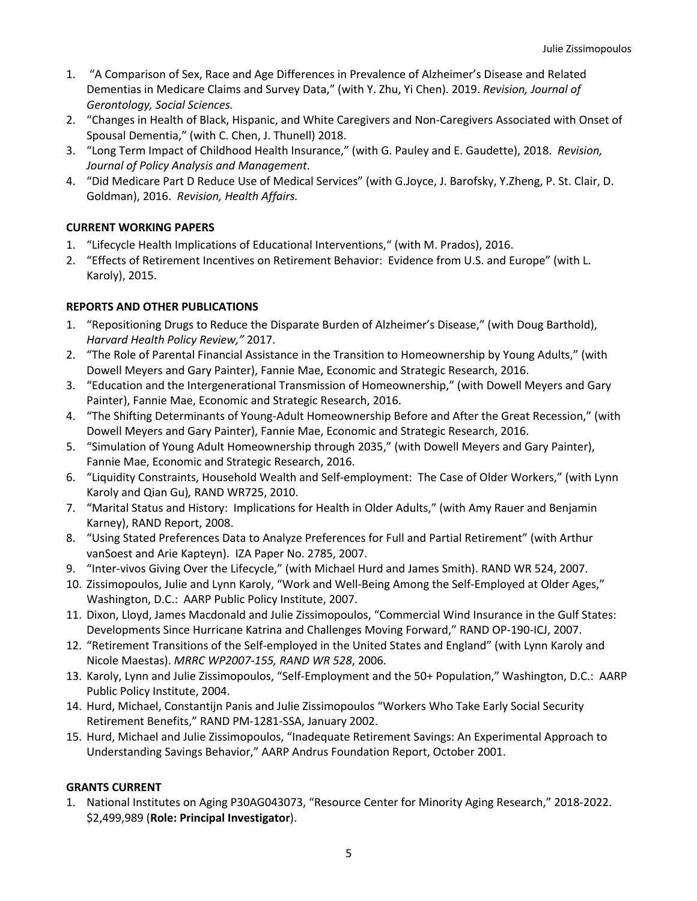1. "A Comparison of Sex, Race and Age Differences in Prevalence of Alzheimer's Disease and Related Dementias in Medicare Claims and Survey Data," (with Y. Zhu, Yi Chen). 2019. *Revision, Journal of Gerontology, Social Sciences.*
2. "Changes in Health of Black, Hispanic, and White Caregivers and Non-Caregivers Associated with Onset of Spousal Dementia," (with C. Chen, J. Thunell) 2018.
3. "Long Term Impact of Childhood Health Insurance," (with G. Pauley and E. Gaudette), 2018. *Revision, Journal of Policy Analysis and Management*.
4. "Did Medicare Part D Reduce Use of Medical Services" (with G.Joyce, J. Barofsky, Y.Zheng, P. St. Clair, D. Goldman), 2016. *Revision, Health Affairs.*

**CURRENT WORKING PAPERS**

1. "Lifecycle Health Implications of Educational Interventions," (with M. Prados), 2016.
2. "Effects of Retirement Incentives on Retirement Behavior: Evidence from U.S. and Europe" (with L. Karoly), 2015.

**REPORTS AND OTHER PUBLICATIONS**

1. "Repositioning Drugs to Reduce the Disparate Burden of Alzheimer's Disease," (with Doug Barthold), *Harvard Health Policy Review,"* 2017.
2. "The Role of Parental Financial Assistance in the Transition to Homeownership by Young Adults," (with Dowell Meyers and Gary Painter), Fannie Mae, Economic and Strategic Research, 2016.
3. "Education and the Intergenerational Transmission of Homeownership," (with Dowell Meyers and Gary Painter), Fannie Mae, Economic and Strategic Research, 2016.
4. "The Shifting Determinants of Young-Adult Homeownership Before and After the Great Recession," (with Dowell Meyers and Gary Painter), Fannie Mae, Economic and Strategic Research, 2016.
5. "Simulation of Young Adult Homeownership through 2035," (with Dowell Meyers and Gary Painter), Fannie Mae, Economic and Strategic Research, 2016.
6. "Liquidity Constraints, Household Wealth and Self-employment: The Case of Older Workers," (with Lynn Karoly and Qian Gu)*,* RAND WR725, 2010.
7. "Marital Status and History: Implications for Health in Older Adults," (with Amy Rauer and Benjamin Karney), RAND Report, 2008.
8. "Using Stated Preferences Data to Analyze Preferences for Full and Partial Retirement" (with Arthur vanSoest and Arie Kapteyn). IZA Paper No. 2785, 2007.
9. "Inter-vivos Giving Over the Lifecycle," (with Michael Hurd and James Smith). RAND WR 524, 2007.
10. Zissimopoulos, Julie and Lynn Karoly, "Work and Well-Being Among the Self-Employed at Older Ages," Washington, D.C.: AARP Public Policy Institute, 2007.
11. Dixon, Lloyd, James Macdonald and Julie Zissimopoulos, "Commercial Wind Insurance in the Gulf States: Developments Since Hurricane Katrina and Challenges Moving Forward," RAND OP-190-ICJ, 2007.
12. "Retirement Transitions of the Self-employed in the United States and England" (with Lynn Karoly and Nicole Maestas). *MRRC WP2007-155, RAND WR 528*, 2006.
13. Karoly, Lynn and Julie Zissimopoulos, "Self-Employment and the 50+ Population," Washington, D.C.: AARP Public Policy Institute, 2004.
14. Hurd, Michael, Constantijn Panis and Julie Zissimopoulos "Workers Who Take Early Social Security Retirement Benefits," RAND PM-1281-SSA, January 2002.
15. Hurd, Michael and Julie Zissimopoulos, "Inadequate Retirement Savings: An Experimental Approach to Understanding Savings Behavior," AARP Andrus Foundation Report, October 2001.

**GRANTS CURRENT**

1. National Institutes on Aging P30AG043073, "Resource Center for Minority Aging Research," 2018-2022. $2,499,989 (**Role: Principal Investigator**).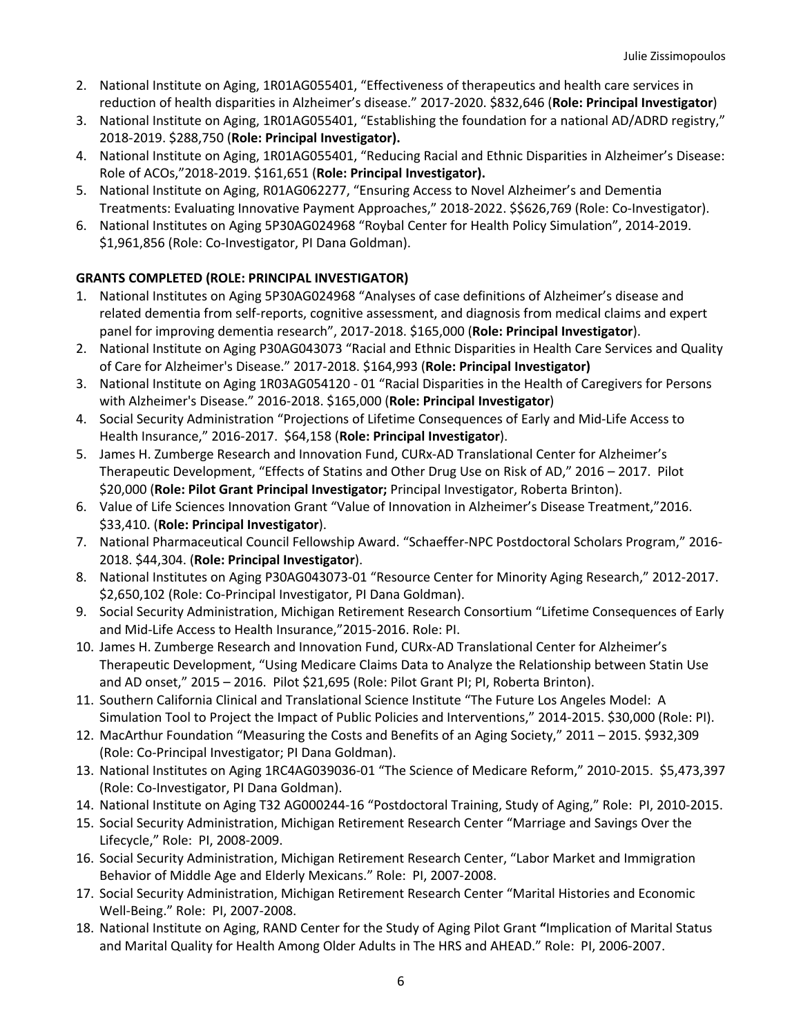2. National Institute on Aging, 1R01AG055401, "Effectiveness of therapeutics and health care services in reduction of health disparities in Alzheimer's disease." 2017-2020. $832,646 (**Role: Principal Investigator**)
3. National Institute on Aging, 1R01AG055401, "Establishing the foundation for a national AD/ADRD registry," 2018-2019. $288,750 (**Role: Principal Investigator).**
4. National Institute on Aging, 1R01AG055401, "Reducing Racial and Ethnic Disparities in Alzheimer's Disease: Role of ACOs,"2018-2019. $161,651 (**Role: Principal Investigator).**
5. National Institute on Aging, R01AG062277, "Ensuring Access to Novel Alzheimer's and Dementia Treatments: Evaluating Innovative Payment Approaches," 2018-2022. $$626,769 (Role: Co-Investigator).
6. National Institutes on Aging 5P30AG024968 "Roybal Center for Health Policy Simulation", 2014-2019. $1,961,856 (Role: Co-Investigator, PI Dana Goldman).

**GRANTS COMPLETED (ROLE: PRINCIPAL INVESTIGATOR)**

1. National Institutes on Aging 5P30AG024968 "Analyses of case definitions of Alzheimer's disease and related dementia from self-reports, cognitive assessment, and diagnosis from medical claims and expert panel for improving dementia research", 2017-2018. $165,000 (**Role: Principal Investigator**).
2. National Institute on Aging P30AG043073 "Racial and Ethnic Disparities in Health Care Services and Quality of Care for Alzheimer's Disease." 2017-2018. $164,993 (**Role: Principal Investigator)**
3. National Institute on Aging 1R03AG054120 - 01 "Racial Disparities in the Health of Caregivers for Persons with Alzheimer's Disease." 2016-2018. $165,000 (**Role: Principal Investigator**)
4. Social Security Administration "Projections of Lifetime Consequences of Early and Mid-Life Access to Health Insurance," 2016-2017. $64,158 (**Role: Principal Investigator**).
5. James H. Zumberge Research and Innovation Fund, CURx-AD Translational Center for Alzheimer's Therapeutic Development, "Effects of Statins and Other Drug Use on Risk of AD," 2016 – 2017. Pilot $20,000 (**Role: Pilot Grant Principal Investigator;** Principal Investigator, Roberta Brinton).
6. Value of Life Sciences Innovation Grant "Value of Innovation in Alzheimer's Disease Treatment,"2016. $33,410. (**Role: Principal Investigator**).
7. National Pharmaceutical Council Fellowship Award. "Schaeffer-NPC Postdoctoral Scholars Program," 2016-2018. $44,304. (**Role: Principal Investigator**).
8. National Institutes on Aging P30AG043073-01 "Resource Center for Minority Aging Research," 2012-2017. $2,650,102 (Role: Co-Principal Investigator, PI Dana Goldman).
9. Social Security Administration, Michigan Retirement Research Consortium "Lifetime Consequences of Early and Mid-Life Access to Health Insurance,"2015-2016. Role: PI.
10. James H. Zumberge Research and Innovation Fund, CURx-AD Translational Center for Alzheimer's Therapeutic Development, "Using Medicare Claims Data to Analyze the Relationship between Statin Use and AD onset," 2015 – 2016. Pilot $21,695 (Role: Pilot Grant PI; PI, Roberta Brinton).
11. Southern California Clinical and Translational Science Institute "The Future Los Angeles Model: A Simulation Tool to Project the Impact of Public Policies and Interventions," 2014-2015. $30,000 (Role: PI).
12. MacArthur Foundation "Measuring the Costs and Benefits of an Aging Society," 2011 – 2015. $932,309 (Role: Co-Principal Investigator; PI Dana Goldman).
13. National Institutes on Aging 1RC4AG039036-01 "The Science of Medicare Reform," 2010-2015. $5,473,397 (Role: Co-Investigator, PI Dana Goldman).
14. National Institute on Aging T32 AG000244-16 "Postdoctoral Training, Study of Aging," Role: PI, 2010-2015.
15. Social Security Administration, Michigan Retirement Research Center "Marriage and Savings Over the Lifecycle," Role: PI, 2008-2009.
16. Social Security Administration, Michigan Retirement Research Center, "Labor Market and Immigration Behavior of Middle Age and Elderly Mexicans." Role: PI, 2007-2008.
17. Social Security Administration, Michigan Retirement Research Center "Marital Histories and Economic Well-Being." Role: PI, 2007-2008.
18. National Institute on Aging, RAND Center for the Study of Aging Pilot Grant **"**Implication of Marital Status and Marital Quality for Health Among Older Adults in The HRS and AHEAD." Role: PI, 2006-2007.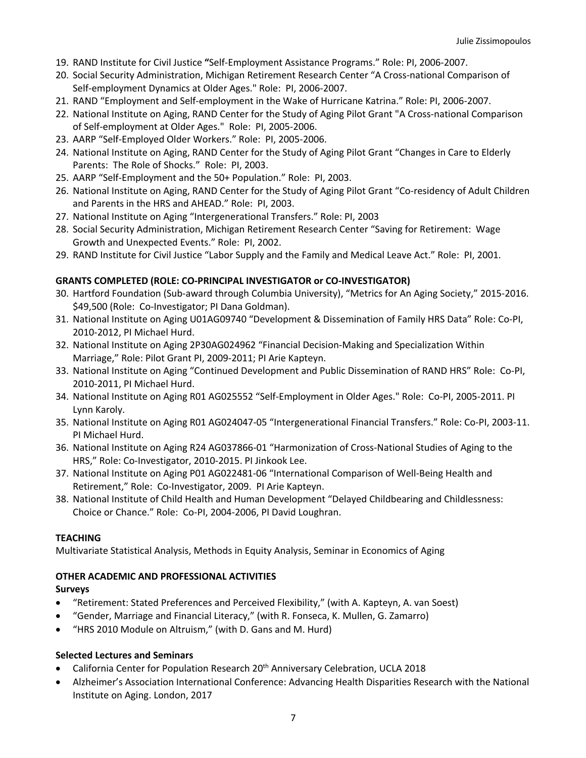19. RAND Institute for Civil Justice "Self-Employment Assistance Programs." Role: PI, 2006-2007.
20. Social Security Administration, Michigan Retirement Research Center "A Cross-national Comparison of Self-employment Dynamics at Older Ages." Role: PI, 2006-2007.
21. RAND "Employment and Self-employment in the Wake of Hurricane Katrina." Role: PI, 2006-2007.
22. National Institute on Aging, RAND Center for the Study of Aging Pilot Grant "A Cross-national Comparison of Self-employment at Older Ages." Role: PI, 2005-2006.
23. AARP "Self-Employed Older Workers." Role: PI, 2005-2006.
24. National Institute on Aging, RAND Center for the Study of Aging Pilot Grant "Changes in Care to Elderly Parents: The Role of Shocks." Role: PI, 2003.
25. AARP "Self-Employment and the 50+ Population." Role: PI, 2003.
26. National Institute on Aging, RAND Center for the Study of Aging Pilot Grant "Co-residency of Adult Children and Parents in the HRS and AHEAD." Role: PI, 2003.
27. National Institute on Aging "Intergenerational Transfers." Role: PI, 2003
28. Social Security Administration, Michigan Retirement Research Center "Saving for Retirement: Wage Growth and Unexpected Events." Role: PI, 2002.
29. RAND Institute for Civil Justice "Labor Supply and the Family and Medical Leave Act." Role: PI, 2001.

**GRANTS COMPLETED (ROLE: CO-PRINCIPAL INVESTIGATOR or CO-INVESTIGATOR)**

30. Hartford Foundation (Sub-award through Columbia University), "Metrics for An Aging Society," 2015-2016. $49,500 (Role: Co-Investigator; PI Dana Goldman).
31. National Institute on Aging U01AG09740 "Development & Dissemination of Family HRS Data" Role: Co-PI, 2010-2012, PI Michael Hurd.
32. National Institute on Aging 2P30AG024962 "Financial Decision-Making and Specialization Within Marriage," Role: Pilot Grant PI, 2009-2011; PI Arie Kapteyn.
33. National Institute on Aging "Continued Development and Public Dissemination of RAND HRS" Role: Co-PI, 2010-2011, PI Michael Hurd.
34. National Institute on Aging R01 AG025552 "Self-Employment in Older Ages." Role: Co-PI, 2005-2011. PI Lynn Karoly.
35. National Institute on Aging R01 AG024047-05 "Intergenerational Financial Transfers." Role: Co-PI, 2003-11. PI Michael Hurd.
36. National Institute on Aging R24 AG037866-01 "Harmonization of Cross-National Studies of Aging to the HRS," Role: Co-Investigator, 2010-2015. PI Jinkook Lee.
37. National Institute on Aging P01 AG022481-06 "International Comparison of Well-Being Health and Retirement," Role: Co-Investigator, 2009. PI Arie Kapteyn.
38. National Institute of Child Health and Human Development "Delayed Childbearing and Childlessness: Choice or Chance." Role: Co-PI, 2004-2006, PI David Loughran.

**TEACHING**

Multivariate Statistical Analysis, Methods in Equity Analysis, Seminar in Economics of Aging

**OTHER ACADEMIC AND PROFESSIONAL ACTIVITIES**

**Surveys**

- "Retirement: Stated Preferences and Perceived Flexibility," (with A. Kapteyn, A. van Soest)
- "Gender, Marriage and Financial Literacy," (with R. Fonseca, K. Mullen, G. Zamarro)
- "HRS 2010 Module on Altruism," (with D. Gans and M. Hurd)

**Selected Lectures and Seminars**

- California Center for Population Research 20th Anniversary Celebration, UCLA 2018
- Alzheimer's Association International Conference: Advancing Health Disparities Research with the National Institute on Aging. London, 2017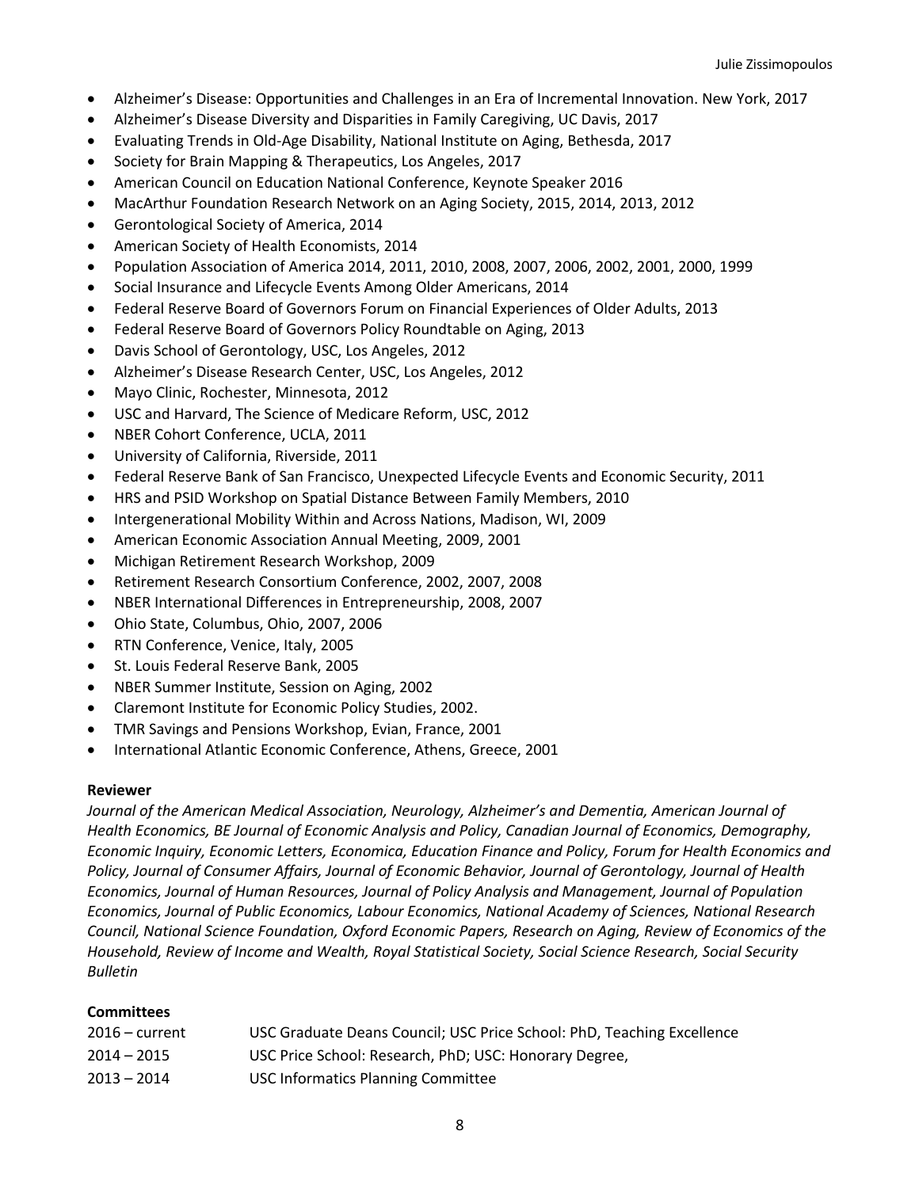- Alzheimer's Disease: Opportunities and Challenges in an Era of Incremental Innovation. New York, 2017
- Alzheimer's Disease Diversity and Disparities in Family Caregiving, UC Davis, 2017
- Evaluating Trends in Old-Age Disability, National Institute on Aging, Bethesda, 2017
- Society for Brain Mapping & Therapeutics, Los Angeles, 2017
- American Council on Education National Conference, Keynote Speaker 2016
- MacArthur Foundation Research Network on an Aging Society, 2015, 2014, 2013, 2012
- Gerontological Society of America, 2014
- American Society of Health Economists, 2014
- Population Association of America 2014, 2011, 2010, 2008, 2007, 2006, 2002, 2001, 2000, 1999
- Social Insurance and Lifecycle Events Among Older Americans, 2014
- Federal Reserve Board of Governors Forum on Financial Experiences of Older Adults, 2013
- Federal Reserve Board of Governors Policy Roundtable on Aging, 2013
- Davis School of Gerontology, USC, Los Angeles, 2012
- Alzheimer's Disease Research Center, USC, Los Angeles, 2012
- Mayo Clinic, Rochester, Minnesota, 2012
- USC and Harvard, The Science of Medicare Reform, USC, 2012
- NBER Cohort Conference, UCLA, 2011
- University of California, Riverside, 2011
- Federal Reserve Bank of San Francisco, Unexpected Lifecycle Events and Economic Security, 2011
- HRS and PSID Workshop on Spatial Distance Between Family Members, 2010
- Intergenerational Mobility Within and Across Nations, Madison, WI, 2009
- American Economic Association Annual Meeting, 2009, 2001
- Michigan Retirement Research Workshop, 2009
- Retirement Research Consortium Conference, 2002, 2007, 2008
- NBER International Differences in Entrepreneurship, 2008, 2007
- Ohio State, Columbus, Ohio, 2007, 2006
- RTN Conference, Venice, Italy, 2005
- St. Louis Federal Reserve Bank, 2005
- NBER Summer Institute, Session on Aging, 2002
- Claremont Institute for Economic Policy Studies, 2002.
- TMR Savings and Pensions Workshop, Evian, France, 2001
- International Atlantic Economic Conference, Athens, Greece, 2001

**Reviewer**

*Journal of the American Medical Association, Neurology, Alzheimer's and Dementia, American Journal of Health Economics, BE Journal of Economic Analysis and Policy, Canadian Journal of Economics, Demography, Economic Inquiry, Economic Letters, Economica, Education Finance and Policy, Forum for Health Economics and Policy, Journal of Consumer Affairs, Journal of Economic Behavior, Journal of Gerontology, Journal of Health Economics, Journal of Human Resources, Journal of Policy Analysis and Management, Journal of Population Economics, Journal of Public Economics, Labour Economics, National Academy of Sciences, National Research Council, National Science Foundation, Oxford Economic Papers, Research on Aging, Review of Economics of the Household, Review of Income and Wealth, Royal Statistical Society, Social Science Research, Social Security Bulletin*

**Committees**

| | |
|---|---|
| 2016 – current | USC Graduate Deans Council; USC Price School: PhD, Teaching Excellence |
| 2014 – 2015 | USC Price School: Research, PhD; USC: Honorary Degree, |
| 2013 – 2014 | USC Informatics Planning Committee |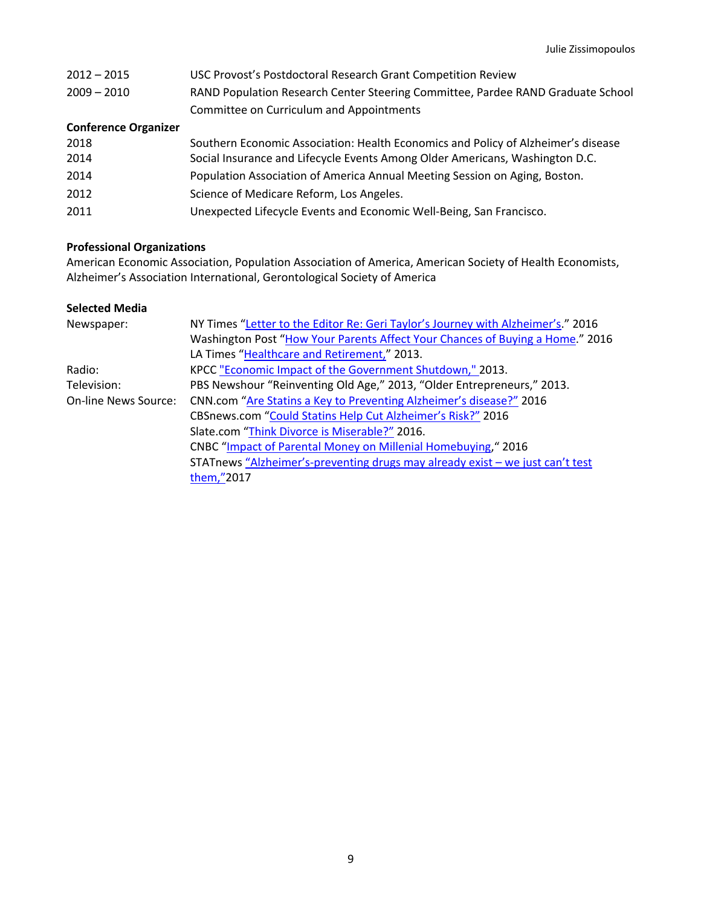| | |
|---|---|
| 2012 – 2015 | USC Provost's Postdoctoral Research Grant Competition Review |
| 2009 – 2010 | RAND Population Research Center Steering Committee, Pardee RAND Graduate School Committee on Curriculum and Appointments |

**Conference Organizer**

| | |
|---|---|
| 2018 | Southern Economic Association: Health Economics and Policy of Alzheimer's disease |
| 2014 | Social Insurance and Lifecycle Events Among Older Americans, Washington D.C. |
| 2014 | Population Association of America Annual Meeting Session on Aging, Boston. |
| 2012 | Science of Medicare Reform, Los Angeles. |
| 2011 | Unexpected Lifecycle Events and Economic Well-Being, San Francisco. |

**Professional Organizations**

American Economic Association, Population Association of America, American Society of Health Economists, Alzheimer's Association International, Gerontological Society of America

**Selected Media**

| | |
|---|---|
| Newspaper: | NY Times "Letter to the Editor Re: Geri Taylor's Journey with Alzheimer's." 2016 |
| | Washington Post "How Your Parents Affect Your Chances of Buying a Home." 2016 |
| | LA Times "Healthcare and Retirement," 2013. |
| Radio: | KPCC "Economic Impact of the Government Shutdown," 2013. |
| Television: | PBS Newshour "Reinventing Old Age," 2013, "Older Entrepreneurs," 2013. |
| On-line News Source: | CNN.com "Are Statins a Key to Preventing Alzheimer's disease?" 2016 |
| | CBSnews.com "Could Statins Help Cut Alzheimer's Risk?" 2016 |
| | Slate.com "Think Divorce is Miserable?" 2016. |
| | CNBC "Impact of Parental Money on Millenial Homebuying," 2016 |
| | STATnews "Alzheimer's-preventing drugs may already exist – we just can't test them,"2017 |